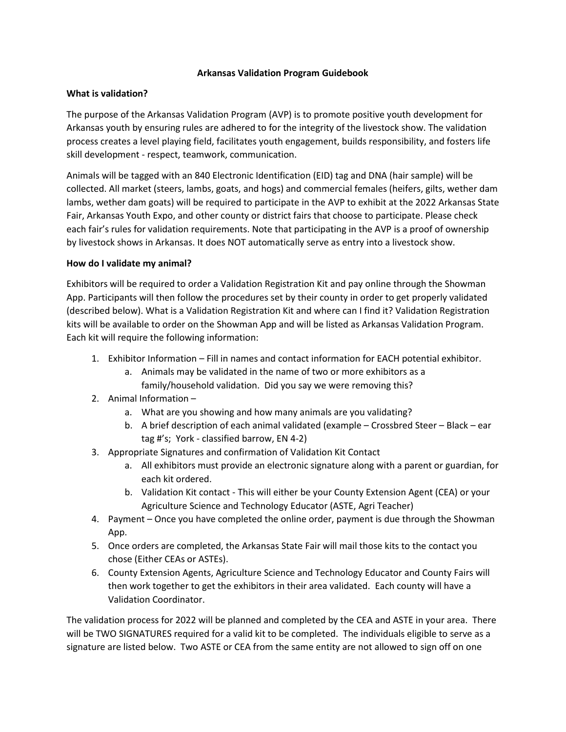# Arkansas Validation Program Guidebook

## What is validation?

The purpose of the Arkansas Validation Program (AVP) is to promote positive youth development for Arkansas youth by ensuring rules are adhered to for the integrity of the livestock show. The validation process creates a level playing field, facilitates youth engagement, builds responsibility, and fosters life skill development - respect, teamwork, communication.

Animals will be tagged with an 840 Electronic Identification (EID) tag and DNA (hair sample) will be collected. All market (steers, lambs, goats, and hogs) and commercial females (heifers, gilts, wether dam lambs, wether dam goats) will be required to participate in the AVP to exhibit at the 2022 Arkansas State Fair, Arkansas Youth Expo, and other county or district fairs that choose to participate. Please check each fair's rules for validation requirements. Note that participating in the AVP is a proof of ownership by livestock shows in Arkansas. It does NOT automatically serve as entry into a livestock show.

## How do I validate my animal?

Exhibitors will be required to order a Validation Registration Kit and pay online through the Showman App. Participants will then follow the procedures set by their county in order to get properly validated (described below). What is a Validation Registration Kit and where can I find it? Validation Registration kits will be available to order on the Showman App and will be listed as Arkansas Validation Program. Each kit will require the following information:

1. Exhibitor Information – Fill in names and contact information for EACH potential exhibitor.
    a. Animals may be validated in the name of two or more exhibitors as a family/household validation. Did you say we were removing this?
2. Animal Information –
    a. What are you showing and how many animals are you validating?
    b. A brief description of each animal validated (example – Crossbred Steer – Black – ear tag #'s; York - classified barrow, EN 4-2)
3. Appropriate Signatures and confirmation of Validation Kit Contact
    a. All exhibitors must provide an electronic signature along with a parent or guardian, for each kit ordered.
    b. Validation Kit contact - This will either be your County Extension Agent (CEA) or your Agriculture Science and Technology Educator (ASTE, Agri Teacher)
4. Payment – Once you have completed the online order, payment is due through the Showman App.
5. Once orders are completed, the Arkansas State Fair will mail those kits to the contact you chose (Either CEAs or ASTEs).
6. County Extension Agents, Agriculture Science and Technology Educator and County Fairs will then work together to get the exhibitors in their area validated. Each county will have a Validation Coordinator.

The validation process for 2022 will be planned and completed by the CEA and ASTE in your area. There will be TWO SIGNATURES required for a valid kit to be completed. The individuals eligible to serve as a signature are listed below. Two ASTE or CEA from the same entity are not allowed to sign off on one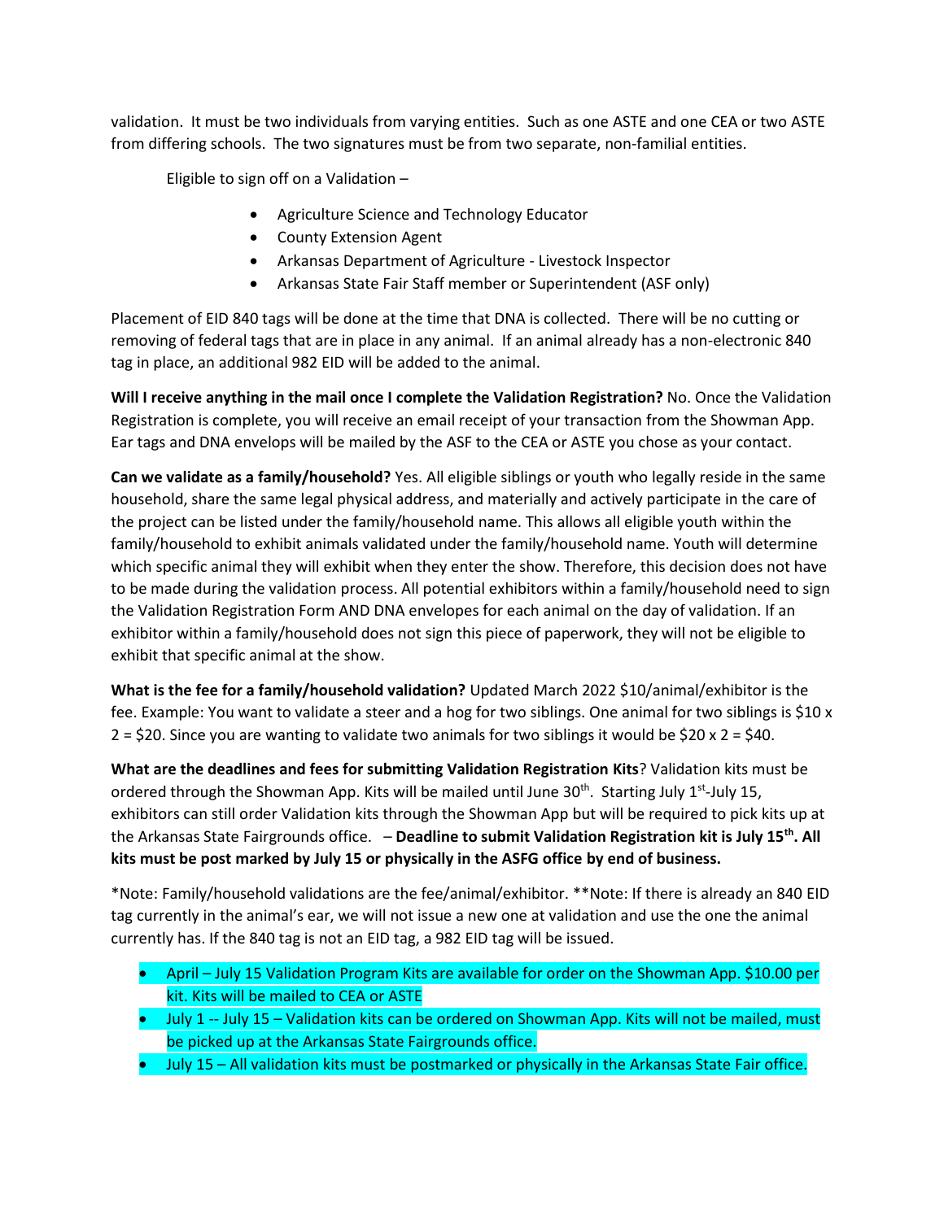validation. It must be two individuals from varying entities. Such as one ASTE and one CEA or two ASTE from differing schools. The two signatures must be from two separate, non-familial entities.

Eligible to sign off on a Validation –

- Agriculture Science and Technology Educator
- County Extension Agent
- Arkansas Department of Agriculture - Livestock Inspector
- Arkansas State Fair Staff member or Superintendent (ASF only)

Placement of EID 840 tags will be done at the time that DNA is collected. There will be no cutting or removing of federal tags that are in place in any animal. If an animal already has a non-electronic 840 tag in place, an additional 982 EID will be added to the animal.

**Will I receive anything in the mail once I complete the Validation Registration?** No. Once the Validation Registration is complete, you will receive an email receipt of your transaction from the Showman App. Ear tags and DNA envelops will be mailed by the ASF to the CEA or ASTE you chose as your contact.

**Can we validate as a family/household?** Yes. All eligible siblings or youth who legally reside in the same household, share the same legal physical address, and materially and actively participate in the care of the project can be listed under the family/household name. This allows all eligible youth within the family/household to exhibit animals validated under the family/household name. Youth will determine which specific animal they will exhibit when they enter the show. Therefore, this decision does not have to be made during the validation process. All potential exhibitors within a family/household need to sign the Validation Registration Form AND DNA envelopes for each animal on the day of validation. If an exhibitor within a family/household does not sign this piece of paperwork, they will not be eligible to exhibit that specific animal at the show.

**What is the fee for a family/household validation?** Updated March 2022 $10/animal/exhibitor is the fee. Example: You want to validate a steer and a hog for two siblings. One animal for two siblings is $10 x 2 = $20. Since you are wanting to validate two animals for two siblings it would be $20 x 2 = $40.

**What are the deadlines and fees for submitting Validation Registration Kits**? Validation kits must be ordered through the Showman App. Kits will be mailed until June 30th. Starting July 1st-July 15, exhibitors can still order Validation kits through the Showman App but will be required to pick kits up at the Arkansas State Fairgrounds office. – **Deadline to submit Validation Registration kit is July 15th. All kits must be post marked by July 15 or physically in the ASFG office by end of business.**

*Note: Family/household validations are the fee/animal/exhibitor. **Note: If there is already an 840 EID tag currently in the animal's ear, we will not issue a new one at validation and use the one the animal currently has. If the 840 tag is not an EID tag, a 982 EID tag will be issued.

- April – July 15 Validation Program Kits are available for order on the Showman App. $10.00 per kit. Kits will be mailed to CEA or ASTE
- July 1 -- July 15 – Validation kits can be ordered on Showman App. Kits will not be mailed, must be picked up at the Arkansas State Fairgrounds office.
- July 15 – All validation kits must be postmarked or physically in the Arkansas State Fair office.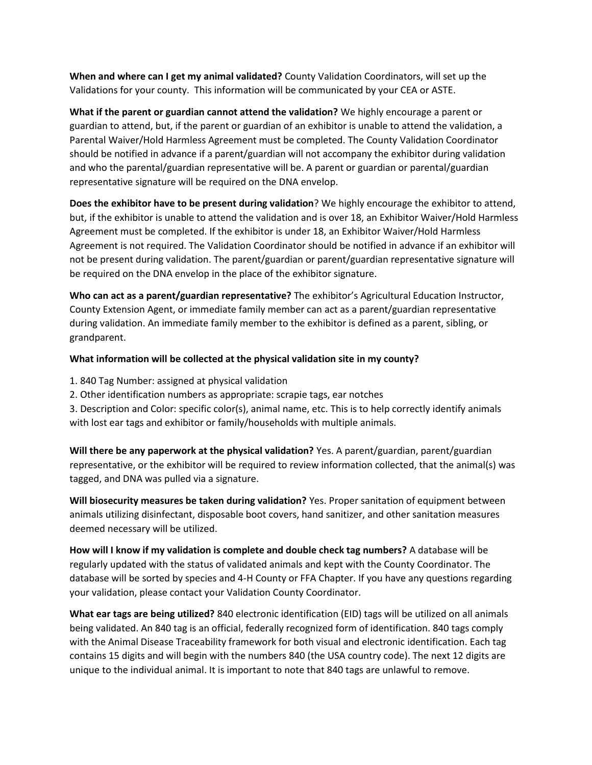**When and where can I get my animal validated?** County Validation Coordinators, will set up the Validations for your county. This information will be communicated by your CEA or ASTE.

**What if the parent or guardian cannot attend the validation?** We highly encourage a parent or guardian to attend, but, if the parent or guardian of an exhibitor is unable to attend the validation, a Parental Waiver/Hold Harmless Agreement must be completed. The County Validation Coordinator should be notified in advance if a parent/guardian will not accompany the exhibitor during validation and who the parental/guardian representative will be. A parent or guardian or parental/guardian representative signature will be required on the DNA envelop.

**Does the exhibitor have to be present during validation**? We highly encourage the exhibitor to attend, but, if the exhibitor is unable to attend the validation and is over 18, an Exhibitor Waiver/Hold Harmless Agreement must be completed. If the exhibitor is under 18, an Exhibitor Waiver/Hold Harmless Agreement is not required. The Validation Coordinator should be notified in advance if an exhibitor will not be present during validation. The parent/guardian or parent/guardian representative signature will be required on the DNA envelop in the place of the exhibitor signature.

**Who can act as a parent/guardian representative?** The exhibitor's Agricultural Education Instructor, County Extension Agent, or immediate family member can act as a parent/guardian representative during validation. An immediate family member to the exhibitor is defined as a parent, sibling, or grandparent.

**What information will be collected at the physical validation site in my county?**

1. 840 Tag Number: assigned at physical validation
2. Other identification numbers as appropriate: scrapie tags, ear notches
3. Description and Color: specific color(s), animal name, etc. This is to help correctly identify animals with lost ear tags and exhibitor or family/households with multiple animals.

**Will there be any paperwork at the physical validation?** Yes. A parent/guardian, parent/guardian representative, or the exhibitor will be required to review information collected, that the animal(s) was tagged, and DNA was pulled via a signature.

**Will biosecurity measures be taken during validation?** Yes. Proper sanitation of equipment between animals utilizing disinfectant, disposable boot covers, hand sanitizer, and other sanitation measures deemed necessary will be utilized.

**How will I know if my validation is complete and double check tag numbers?** A database will be regularly updated with the status of validated animals and kept with the County Coordinator. The database will be sorted by species and 4-H County or FFA Chapter. If you have any questions regarding your validation, please contact your Validation County Coordinator.

**What ear tags are being utilized?** 840 electronic identification (EID) tags will be utilized on all animals being validated. An 840 tag is an official, federally recognized form of identification. 840 tags comply with the Animal Disease Traceability framework for both visual and electronic identification. Each tag contains 15 digits and will begin with the numbers 840 (the USA country code). The next 12 digits are unique to the individual animal. It is important to note that 840 tags are unlawful to remove.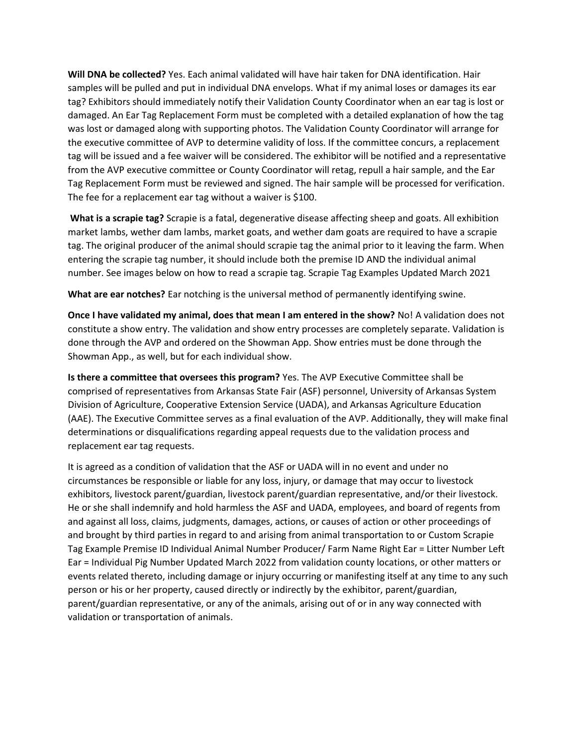**Will DNA be collected?** Yes. Each animal validated will have hair taken for DNA identification. Hair samples will be pulled and put in individual DNA envelops. What if my animal loses or damages its ear tag? Exhibitors should immediately notify their Validation County Coordinator when an ear tag is lost or damaged. An Ear Tag Replacement Form must be completed with a detailed explanation of how the tag was lost or damaged along with supporting photos. The Validation County Coordinator will arrange for the executive committee of AVP to determine validity of loss. If the committee concurs, a replacement tag will be issued and a fee waiver will be considered. The exhibitor will be notified and a representative from the AVP executive committee or County Coordinator will retag, repull a hair sample, and the Ear Tag Replacement Form must be reviewed and signed. The hair sample will be processed for verification. The fee for a replacement ear tag without a waiver is $100.

**What is a scrapie tag?** Scrapie is a fatal, degenerative disease affecting sheep and goats. All exhibition market lambs, wether dam lambs, market goats, and wether dam goats are required to have a scrapie tag. The original producer of the animal should scrapie tag the animal prior to it leaving the farm. When entering the scrapie tag number, it should include both the premise ID AND the individual animal number. See images below on how to read a scrapie tag. Scrapie Tag Examples Updated March 2021

**What are ear notches?** Ear notching is the universal method of permanently identifying swine.

**Once I have validated my animal, does that mean I am entered in the show?** No! A validation does not constitute a show entry. The validation and show entry processes are completely separate. Validation is done through the AVP and ordered on the Showman App. Show entries must be done through the Showman App., as well, but for each individual show.

**Is there a committee that oversees this program?** Yes. The AVP Executive Committee shall be comprised of representatives from Arkansas State Fair (ASF) personnel, University of Arkansas System Division of Agriculture, Cooperative Extension Service (UADA), and Arkansas Agriculture Education (AAE). The Executive Committee serves as a final evaluation of the AVP. Additionally, they will make final determinations or disqualifications regarding appeal requests due to the validation process and replacement ear tag requests.

It is agreed as a condition of validation that the ASF or UADA will in no event and under no circumstances be responsible or liable for any loss, injury, or damage that may occur to livestock exhibitors, livestock parent/guardian, livestock parent/guardian representative, and/or their livestock. He or she shall indemnify and hold harmless the ASF and UADA, employees, and board of regents from and against all loss, claims, judgments, damages, actions, or causes of action or other proceedings of and brought by third parties in regard to and arising from animal transportation to or Custom Scrapie Tag Example Premise ID Individual Animal Number Producer/ Farm Name Right Ear = Litter Number Left Ear = Individual Pig Number Updated March 2022 from validation county locations, or other matters or events related thereto, including damage or injury occurring or manifesting itself at any time to any such person or his or her property, caused directly or indirectly by the exhibitor, parent/guardian, parent/guardian representative, or any of the animals, arising out of or in any way connected with validation or transportation of animals.